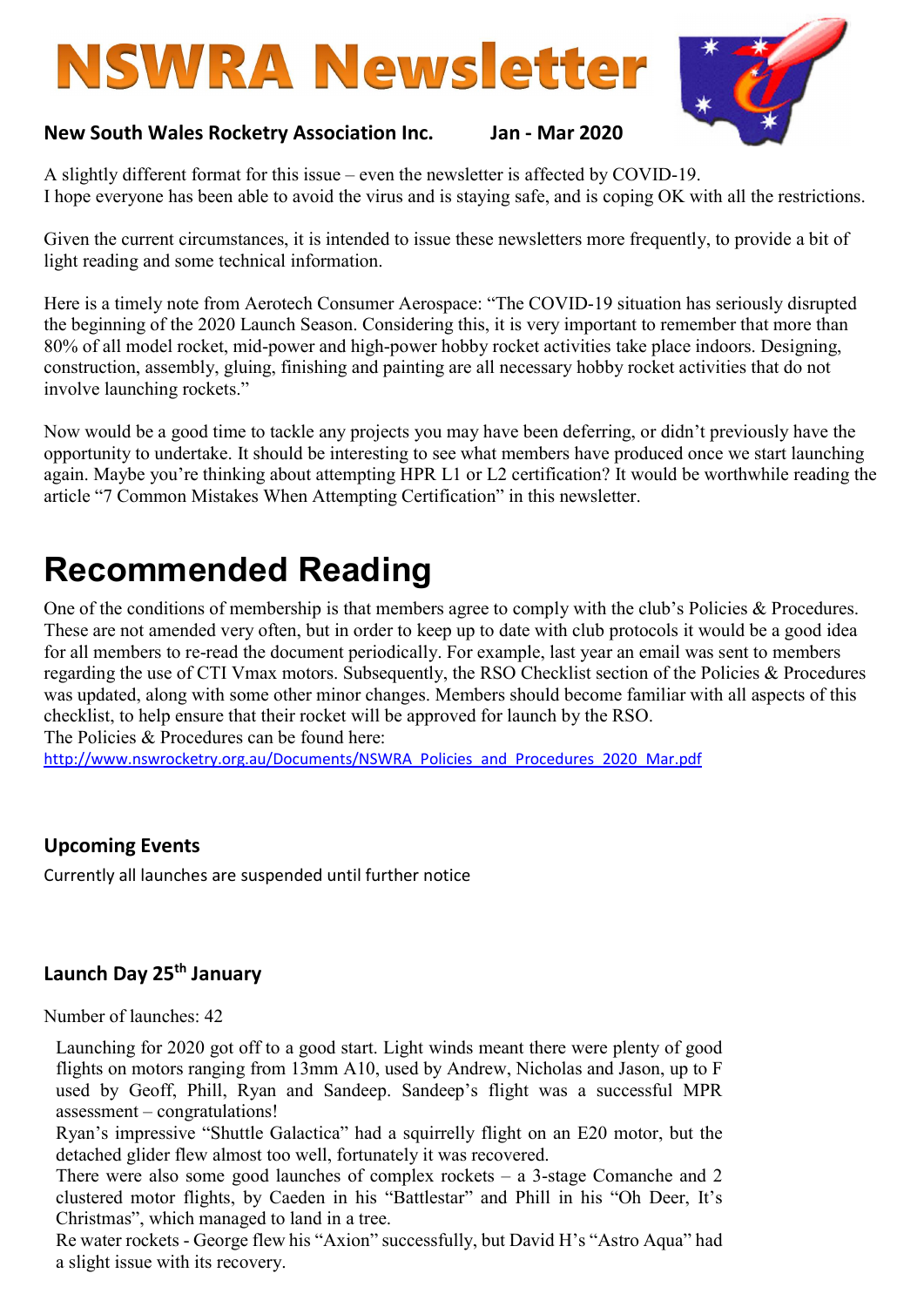# NSWRA Newsletter

**New South Wales Rocketry Association Inc. Jan - Mar 2020**

A slightly different format for this issue – even the newsletter is affected by COVID-19.
I hope everyone has been able to avoid the virus and is staying safe, and is coping OK with all the restrictions.

Given the current circumstances, it is intended to issue these newsletters more frequently, to provide a bit of light reading and some technical information.

Here is a timely note from Aerotech Consumer Aerospace: "The COVID-19 situation has seriously disrupted the beginning of the 2020 Launch Season. Considering this, it is very important to remember that more than 80% of all model rocket, mid-power and high-power hobby rocket activities take place indoors. Designing, construction, assembly, gluing, finishing and painting are all necessary hobby rocket activities that do not involve launching rockets."

Now would be a good time to tackle any projects you may have been deferring, or didn't previously have the opportunity to undertake. It should be interesting to see what members have produced once we start launching again. Maybe you're thinking about attempting HPR L1 or L2 certification? It would be worthwhile reading the article "7 Common Mistakes When Attempting Certification" in this newsletter.

# Recommended Reading

One of the conditions of membership is that members agree to comply with the club's Policies & Procedures. These are not amended very often, but in order to keep up to date with club protocols it would be a good idea for all members to re-read the document periodically. For example, last year an email was sent to members regarding the use of CTI Vmax motors. Subsequently, the RSO Checklist section of the Policies & Procedures was updated, along with some other minor changes. Members should become familiar with all aspects of this checklist, to help ensure that their rocket will be approved for launch by the RSO.
The Policies & Procedures can be found here:
http://www.nswrocketry.org.au/Documents/NSWRA_Policies_and_Procedures_2020_Mar.pdf

## Upcoming Events

Currently all launches are suspended until further notice

## Launch Day 25th January

Number of launches: 42

Launching for 2020 got off to a good start. Light winds meant there were plenty of good flights on motors ranging from 13mm A10, used by Andrew, Nicholas and Jason, up to F used by Geoff, Phill, Ryan and Sandeep. Sandeep's flight was a successful MPR assessment – congratulations!
Ryan's impressive "Shuttle Galactica" had a squirrelly flight on an E20 motor, but the detached glider flew almost too well, fortunately it was recovered.
There were also some good launches of complex rockets – a 3-stage Comanche and 2 clustered motor flights, by Caeden in his "Battlestar" and Phill in his "Oh Deer, It's Christmas", which managed to land in a tree.
Re water rockets - George flew his "Axion" successfully, but David H's "Astro Aqua" had a slight issue with its recovery.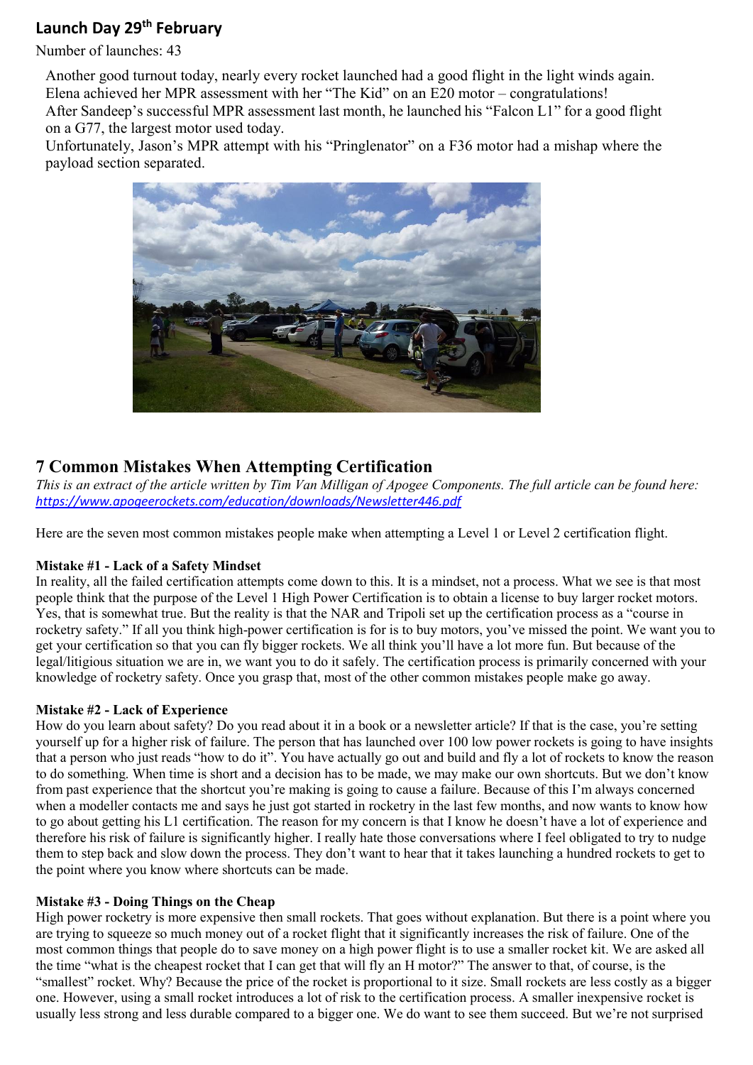## Launch Day 29th February

Number of launches: 43

Another good turnout today, nearly every rocket launched had a good flight in the light winds again. Elena achieved her MPR assessment with her "The Kid" on an E20 motor – congratulations!
After Sandeep's successful MPR assessment last month, he launched his "Falcon L1" for a good flight on a G77, the largest motor used today.
Unfortunately, Jason's MPR attempt with his "Pringlenator" on a F36 motor had a mishap where the payload section separated.

## 7 Common Mistakes When Attempting Certification

*This is an extract of the article written by Tim Van Milligan of Apogee Components. The full article can be found here:* *https://www.apogeerockets.com/education/downloads/Newsletter446.pdf*

Here are the seven most common mistakes people make when attempting a Level 1 or Level 2 certification flight.

**Mistake #1 - Lack of a Safety Mindset**

In reality, all the failed certification attempts come down to this. It is a mindset, not a process. What we see is that most people think that the purpose of the Level 1 High Power Certification is to obtain a license to buy larger rocket motors. Yes, that is somewhat true. But the reality is that the NAR and Tripoli set up the certification process as a "course in rocketry safety." If all you think high-power certification is for is to buy motors, you've missed the point. We want you to get your certification so that you can fly bigger rockets. We all think you'll have a lot more fun. But because of the legal/litigious situation we are in, we want you to do it safely. The certification process is primarily concerned with your knowledge of rocketry safety. Once you grasp that, most of the other common mistakes people make go away.

**Mistake #2 - Lack of Experience**

How do you learn about safety? Do you read about it in a book or a newsletter article? If that is the case, you're setting yourself up for a higher risk of failure. The person that has launched over 100 low power rockets is going to have insights that a person who just reads "how to do it". You have actually go out and build and fly a lot of rockets to know the reason to do something. When time is short and a decision has to be made, we may make our own shortcuts. But we don't know from past experience that the shortcut you're making is going to cause a failure. Because of this I'm always concerned when a modeller contacts me and says he just got started in rocketry in the last few months, and now wants to know how to go about getting his L1 certification. The reason for my concern is that I know he doesn't have a lot of experience and therefore his risk of failure is significantly higher. I really hate those conversations where I feel obligated to try to nudge them to step back and slow down the process. They don't want to hear that it takes launching a hundred rockets to get to the point where you know where shortcuts can be made.

**Mistake #3 - Doing Things on the Cheap**

High power rocketry is more expensive then small rockets. That goes without explanation. But there is a point where you are trying to squeeze so much money out of a rocket flight that it significantly increases the risk of failure. One of the most common things that people do to save money on a high power flight is to use a smaller rocket kit. We are asked all the time "what is the cheapest rocket that I can get that will fly an H motor?" The answer to that, of course, is the "smallest" rocket. Why? Because the price of the rocket is proportional to it size. Small rockets are less costly as a bigger one. However, using a small rocket introduces a lot of risk to the certification process. A smaller inexpensive rocket is usually less strong and less durable compared to a bigger one. We do want to see them succeed. But we're not surprised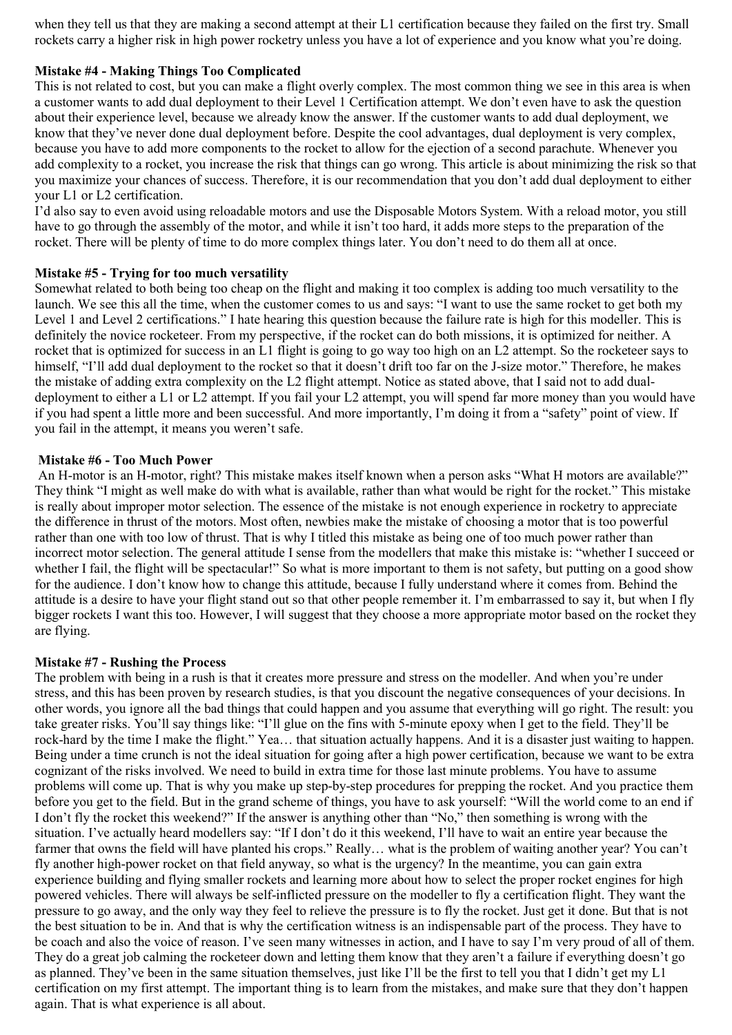when they tell us that they are making a second attempt at their L1 certification because they failed on the first try. Small rockets carry a higher risk in high power rocketry unless you have a lot of experience and you know what you're doing.

**Mistake #4 - Making Things Too Complicated**

This is not related to cost, but you can make a flight overly complex. The most common thing we see in this area is when a customer wants to add dual deployment to their Level 1 Certification attempt. We don't even have to ask the question about their experience level, because we already know the answer. If the customer wants to add dual deployment, we know that they've never done dual deployment before. Despite the cool advantages, dual deployment is very complex, because you have to add more components to the rocket to allow for the ejection of a second parachute. Whenever you add complexity to a rocket, you increase the risk that things can go wrong. This article is about minimizing the risk so that you maximize your chances of success. Therefore, it is our recommendation that you don't add dual deployment to either your L1 or L2 certification.

I'd also say to even avoid using reloadable motors and use the Disposable Motors System. With a reload motor, you still have to go through the assembly of the motor, and while it isn't too hard, it adds more steps to the preparation of the rocket. There will be plenty of time to do more complex things later. You don't need to do them all at once.

**Mistake #5 - Trying for too much versatility**

Somewhat related to both being too cheap on the flight and making it too complex is adding too much versatility to the launch. We see this all the time, when the customer comes to us and says: "I want to use the same rocket to get both my Level 1 and Level 2 certifications." I hate hearing this question because the failure rate is high for this modeller. This is definitely the novice rocketeer. From my perspective, if the rocket can do both missions, it is optimized for neither. A rocket that is optimized for success in an L1 flight is going to go way too high on an L2 attempt. So the rocketeer says to himself, "I'll add dual deployment to the rocket so that it doesn't drift too far on the J-size motor." Therefore, he makes the mistake of adding extra complexity on the L2 flight attempt. Notice as stated above, that I said not to add dual-deployment to either a L1 or L2 attempt. If you fail your L2 attempt, you will spend far more money than you would have if you had spent a little more and been successful. And more importantly, I'm doing it from a "safety" point of view. If you fail in the attempt, it means you weren't safe.

**Mistake #6 - Too Much Power**

An H-motor is an H-motor, right? This mistake makes itself known when a person asks "What H motors are available?" They think "I might as well make do with what is available, rather than what would be right for the rocket." This mistake is really about improper motor selection. The essence of the mistake is not enough experience in rocketry to appreciate the difference in thrust of the motors. Most often, newbies make the mistake of choosing a motor that is too powerful rather than one with too low of thrust. That is why I titled this mistake as being one of too much power rather than incorrect motor selection. The general attitude I sense from the modellers that make this mistake is: "whether I succeed or whether I fail, the flight will be spectacular!" So what is more important to them is not safety, but putting on a good show for the audience. I don't know how to change this attitude, because I fully understand where it comes from. Behind the attitude is a desire to have your flight stand out so that other people remember it. I'm embarrassed to say it, but when I fly bigger rockets I want this too. However, I will suggest that they choose a more appropriate motor based on the rocket they are flying.

**Mistake #7 - Rushing the Process**

The problem with being in a rush is that it creates more pressure and stress on the modeller. And when you're under stress, and this has been proven by research studies, is that you discount the negative consequences of your decisions. In other words, you ignore all the bad things that could happen and you assume that everything will go right. The result: you take greater risks. You'll say things like: "I'll glue on the fins with 5-minute epoxy when I get to the field. They'll be rock-hard by the time I make the flight." Yea… that situation actually happens. And it is a disaster just waiting to happen. Being under a time crunch is not the ideal situation for going after a high power certification, because we want to be extra cognizant of the risks involved. We need to build in extra time for those last minute problems. You have to assume problems will come up. That is why you make up step-by-step procedures for prepping the rocket. And you practice them before you get to the field. But in the grand scheme of things, you have to ask yourself: "Will the world come to an end if I don't fly the rocket this weekend?" If the answer is anything other than "No," then something is wrong with the situation. I've actually heard modellers say: "If I don't do it this weekend, I'll have to wait an entire year because the farmer that owns the field will have planted his crops." Really… what is the problem of waiting another year? You can't fly another high-power rocket on that field anyway, so what is the urgency? In the meantime, you can gain extra experience building and flying smaller rockets and learning more about how to select the proper rocket engines for high powered vehicles. There will always be self-inflicted pressure on the modeller to fly a certification flight. They want the pressure to go away, and the only way they feel to relieve the pressure is to fly the rocket. Just get it done. But that is not the best situation to be in. And that is why the certification witness is an indispensable part of the process. They have to be coach and also the voice of reason. I've seen many witnesses in action, and I have to say I'm very proud of all of them. They do a great job calming the rocketeer down and letting them know that they aren't a failure if everything doesn't go as planned. They've been in the same situation themselves, just like I'll be the first to tell you that I didn't get my L1 certification on my first attempt. The important thing is to learn from the mistakes, and make sure that they don't happen again. That is what experience is all about.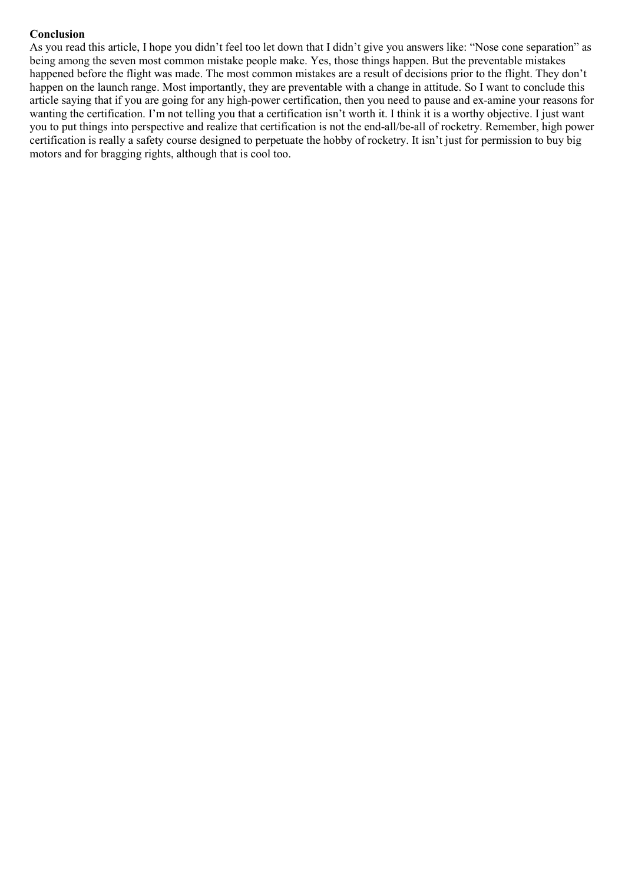**Conclusion**

As you read this article, I hope you didn't feel too let down that I didn't give you answers like: "Nose cone separation" as being among the seven most common mistake people make. Yes, those things happen. But the preventable mistakes happened before the flight was made. The most common mistakes are a result of decisions prior to the flight. They don't happen on the launch range. Most importantly, they are preventable with a change in attitude. So I want to conclude this article saying that if you are going for any high-power certification, then you need to pause and ex-amine your reasons for wanting the certification. I'm not telling you that a certification isn't worth it. I think it is a worthy objective. I just want you to put things into perspective and realize that certification is not the end-all/be-all of rocketry. Remember, high power certification is really a safety course designed to perpetuate the hobby of rocketry. It isn't just for permission to buy big motors and for bragging rights, although that is cool too.